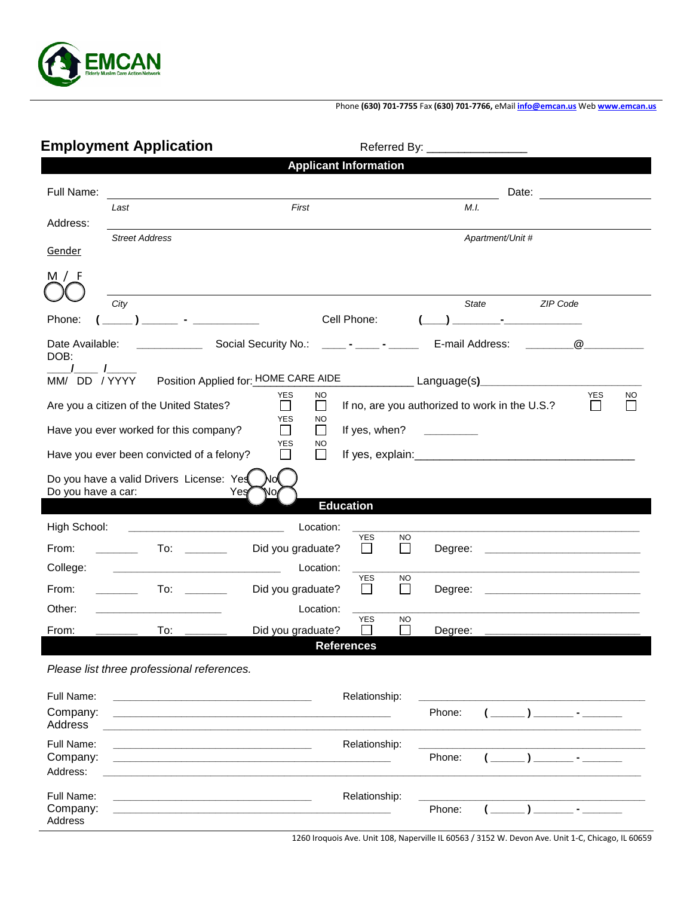EMCAN

Elderly Muslim Care Action Network

Phone **(630) 701-7755** Fax **(630) 701-7766,** eMail **info@emcan.us** Web **www.emcan.us**

## Employment Application

Referred By: ________________

### Applicant Information

Full Name: ______________________________________________ Date: ____________

*Last* *First* *M.I.*

Address: ____________________________________________________________

*Street Address* *Apartment/Unit #*

Gender

M / F

____________________________________________________________

*City* *State* *ZIP Code*

Phone: ( _____ ) ______ - ___________ Cell Phone: ( ___ ) _______-____________

Date Available: ___________ Social Security No.: ____ - ____ - _____ E-mail Address: _______@_________

DOB: ____/____ /_____
MM/ DD / YYYY

Position Applied for: HOME CARE AIDE ______________ Language(s)____________________

Are you a citizen of the United States? YES ☐ NO ☐ If no, are you authorized to work in the U.S.? YES ☐ NO ☐

Have you ever worked for this company? YES ☐ NO ☐ If yes, when? _________

Have you ever been convicted of a felony? YES ☐ NO ☐ If yes, explain:___________________________________

Do you have a valid Drivers License: Yes ◯ No ◯

Do you have a car: Yes ◯ No ◯

### Education

High School: ________________________ Location: ______________________________________

From: _______ To: _______ Did you graduate? YES ☐ NO ☐ Degree: ________________________

College: ________________________ Location: ______________________________________

From: _______ To: _______ Did you graduate? YES ☐ NO ☐ Degree: ________________________

Other: ____________________ Location: ______________________________________

From: _______ To: _______ Did you graduate? YES ☐ NO ☐ Degree: ________________________

### References

*Please list three professional references.*

Full Name: ______________________________ Relationship: ______________________________

Company: __________________________________________ Phone: ( ______ ) _______ - _______

Address ____________________________________________________________

Full Name: ______________________________ Relationship: ______________________________

Company: __________________________________________ Phone: ( ______ ) _______ - _______

Address: ____________________________________________________________

Full Name: ______________________________ Relationship: ______________________________

Company: __________________________________________ Phone: ( ______ ) _______ - _______

Address

1260 Iroquois Ave. Unit 108, Naperville IL 60563 / 3152 W. Devon Ave. Unit 1-C, Chicago, IL 60659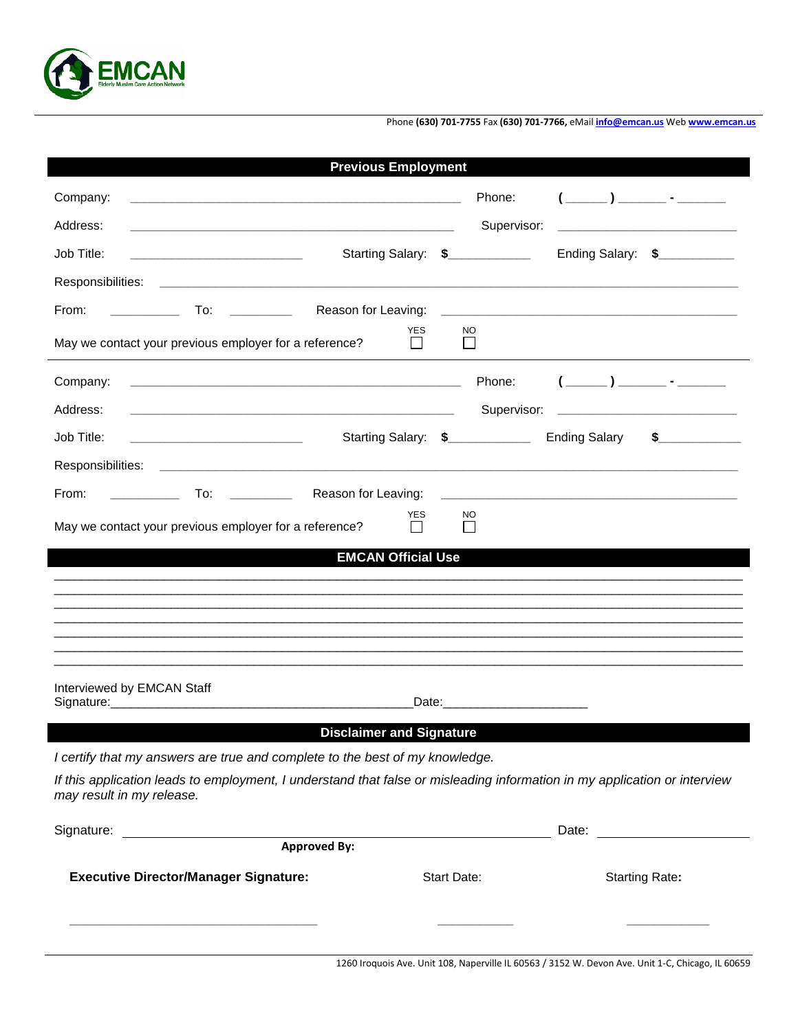EMCAN
Elderly Muslim Care Action Network

Phone **(630) 701-7755** Fax **(630) 701-7766,** eMail **info@emcan.us** Web **www.emcan.us**

## Previous Employment

Company: ________________________________________ Phone: (_____) ______ - ______

Address: ________________________________________ Supervisor: ______________________

Job Title: ______________________ Starting Salary: $__________ Ending Salary: $__________

Responsibilities: ________________________________________________________________

From: ________ To: ________ Reason for Leaving: ______________________________________

May we contact your previous employer for a reference? YES ☐ NO ☐

---

Company: ________________________________________ Phone: (_____) ______ - ______

Address: ________________________________________ Supervisor: ______________________

Job Title: ______________________ Starting Salary: $__________ Ending Salary $__________

Responsibilities: ________________________________________________________________

From: ________ To: ________ Reason for Leaving: ______________________________________

May we contact your previous employer for a reference? YES ☐ NO ☐

## EMCAN Official Use

________________________________________________________________________________

________________________________________________________________________________

________________________________________________________________________________

________________________________________________________________________________

________________________________________________________________________________

________________________________________________________________________________

Interviewed by EMCAN Staff
Signature:________________________________________ Date:____________________

## Disclaimer and Signature

*I certify that my answers are true and complete to the best of my knowledge.*

*If this application leads to employment, I understand that false or misleading information in my application or interview may result in my release.*

Signature: ________________________________________ Date: ____________________

**Approved By:**

**Executive Director/Manager Signature:** ________________________ Start Date: __________ Starting Rate**:** __________

1260 Iroquois Ave. Unit 108, Naperville IL 60563 / 3152 W. Devon Ave. Unit 1-C, Chicago, IL 60659